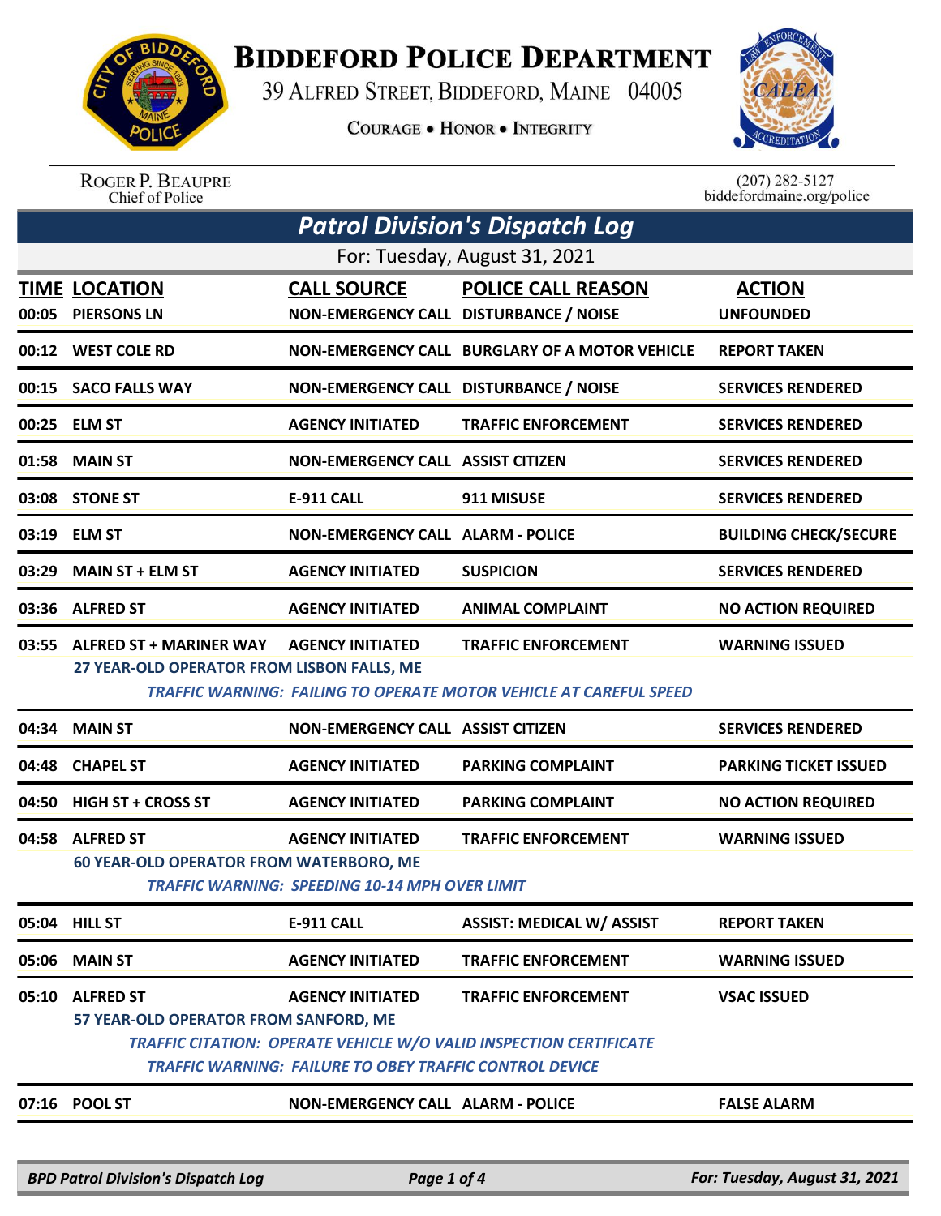# BIDDEFORD POLICE DEPARTMENT

39 ALFRED STREET, BIDDEFORD, MAINE 04005

COURAGE • HONOR • INTEGRITY

ROGER P. BEAUPRE
Chief of Police

(207) 282-5127
biddefordmaine.org/police

## Patrol Division's Dispatch Log

For: Tuesday, August 31, 2021

| TIME | LOCATION | CALL SOURCE | POLICE CALL REASON | ACTION |
|---|---|---|---|---|
| 00:05 | PIERSONS LN | NON-EMERGENCY CALL | DISTURBANCE / NOISE | UNFOUNDED |
| 00:12 | WEST COLE RD | NON-EMERGENCY CALL | BURGLARY OF A MOTOR VEHICLE | REPORT TAKEN |
| 00:15 | SACO FALLS WAY | NON-EMERGENCY CALL | DISTURBANCE / NOISE | SERVICES RENDERED |
| 00:25 | ELM ST | AGENCY INITIATED | TRAFFIC ENFORCEMENT | SERVICES RENDERED |
| 01:58 | MAIN ST | NON-EMERGENCY CALL | ASSIST CITIZEN | SERVICES RENDERED |
| 03:08 | STONE ST | E-911 CALL | 911 MISUSE | SERVICES RENDERED |
| 03:19 | ELM ST | NON-EMERGENCY CALL | ALARM - POLICE | BUILDING CHECK/SECURE |
| 03:29 | MAIN ST + ELM ST | AGENCY INITIATED | SUSPICION | SERVICES RENDERED |
| 03:36 | ALFRED ST | AGENCY INITIATED | ANIMAL COMPLAINT | NO ACTION REQUIRED |
| 03:55 | ALFRED ST + MARINER WAY | AGENCY INITIATED | TRAFFIC ENFORCEMENT | WARNING ISSUED |

27 YEAR-OLD OPERATOR FROM LISBON FALLS, ME

*TRAFFIC WARNING: FAILING TO OPERATE MOTOR VEHICLE AT CAREFUL SPEED*

| TIME | LOCATION | CALL SOURCE | POLICE CALL REASON | ACTION |
|---|---|---|---|---|
| 04:34 | MAIN ST | NON-EMERGENCY CALL | ASSIST CITIZEN | SERVICES RENDERED |
| 04:48 | CHAPEL ST | AGENCY INITIATED | PARKING COMPLAINT | PARKING TICKET ISSUED |
| 04:50 | HIGH ST + CROSS ST | AGENCY INITIATED | PARKING COMPLAINT | NO ACTION REQUIRED |
| 04:58 | ALFRED ST | AGENCY INITIATED | TRAFFIC ENFORCEMENT | WARNING ISSUED |

60 YEAR-OLD OPERATOR FROM WATERBORO, ME

*TRAFFIC WARNING: SPEEDING 10-14 MPH OVER LIMIT*

| TIME | LOCATION | CALL SOURCE | POLICE CALL REASON | ACTION |
|---|---|---|---|---|
| 05:04 | HILL ST | E-911 CALL | ASSIST: MEDICAL W/ ASSIST | REPORT TAKEN |
| 05:06 | MAIN ST | AGENCY INITIATED | TRAFFIC ENFORCEMENT | WARNING ISSUED |
| 05:10 | ALFRED ST | AGENCY INITIATED | TRAFFIC ENFORCEMENT | VSAC ISSUED |

57 YEAR-OLD OPERATOR FROM SANFORD, ME

*TRAFFIC CITATION: OPERATE VEHICLE W/O VALID INSPECTION CERTIFICATE*

*TRAFFIC WARNING: FAILURE TO OBEY TRAFFIC CONTROL DEVICE*

| TIME | LOCATION | CALL SOURCE | POLICE CALL REASON | ACTION |
|---|---|---|---|---|
| 07:16 | POOL ST | NON-EMERGENCY CALL | ALARM - POLICE | FALSE ALARM |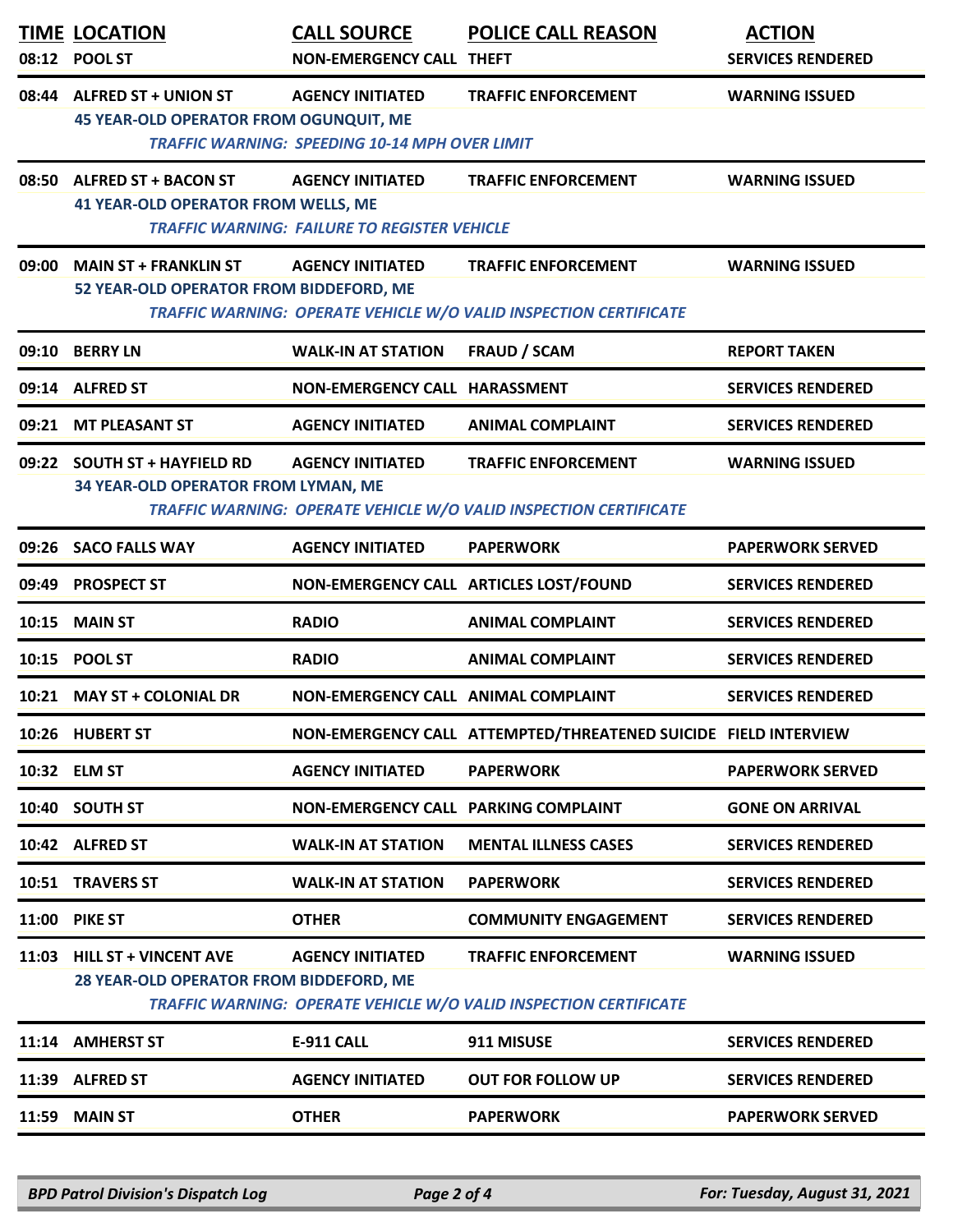| TIME | LOCATION | CALL SOURCE | POLICE CALL REASON | ACTION |
|---|---|---|---|---|
| 08:12 | POOL ST | NON-EMERGENCY CALL | THEFT | SERVICES RENDERED |
| 08:44 | ALFRED ST + UNION ST | AGENCY INITIATED | TRAFFIC ENFORCEMENT | WARNING ISSUED |
| | 45 YEAR-OLD OPERATOR FROM OGUNQUIT, ME | | | |
| | | *TRAFFIC WARNING: SPEEDING 10-14 MPH OVER LIMIT* | | |
| 08:50 | ALFRED ST + BACON ST | AGENCY INITIATED | TRAFFIC ENFORCEMENT | WARNING ISSUED |
| | 41 YEAR-OLD OPERATOR FROM WELLS, ME | | | |
| | | *TRAFFIC WARNING: FAILURE TO REGISTER VEHICLE* | | |
| 09:00 | MAIN ST + FRANKLIN ST | AGENCY INITIATED | TRAFFIC ENFORCEMENT | WARNING ISSUED |
| | 52 YEAR-OLD OPERATOR FROM BIDDEFORD, ME | | | |
| | | *TRAFFIC WARNING: OPERATE VEHICLE W/O VALID INSPECTION CERTIFICATE* | | |
| 09:10 | BERRY LN | WALK-IN AT STATION | FRAUD / SCAM | REPORT TAKEN |
| 09:14 | ALFRED ST | NON-EMERGENCY CALL | HARASSMENT | SERVICES RENDERED |
| 09:21 | MT PLEASANT ST | AGENCY INITIATED | ANIMAL COMPLAINT | SERVICES RENDERED |
| 09:22 | SOUTH ST + HAYFIELD RD | AGENCY INITIATED | TRAFFIC ENFORCEMENT | WARNING ISSUED |
| | 34 YEAR-OLD OPERATOR FROM LYMAN, ME | | | |
| | | *TRAFFIC WARNING: OPERATE VEHICLE W/O VALID INSPECTION CERTIFICATE* | | |
| 09:26 | SACO FALLS WAY | AGENCY INITIATED | PAPERWORK | PAPERWORK SERVED |
| 09:49 | PROSPECT ST | NON-EMERGENCY CALL | ARTICLES LOST/FOUND | SERVICES RENDERED |
| 10:15 | MAIN ST | RADIO | ANIMAL COMPLAINT | SERVICES RENDERED |
| 10:15 | POOL ST | RADIO | ANIMAL COMPLAINT | SERVICES RENDERED |
| 10:21 | MAY ST + COLONIAL DR | NON-EMERGENCY CALL | ANIMAL COMPLAINT | SERVICES RENDERED |
| 10:26 | HUBERT ST | NON-EMERGENCY CALL | ATTEMPTED/THREATENED SUICIDE | FIELD INTERVIEW |
| 10:32 | ELM ST | AGENCY INITIATED | PAPERWORK | PAPERWORK SERVED |
| 10:40 | SOUTH ST | NON-EMERGENCY CALL | PARKING COMPLAINT | GONE ON ARRIVAL |
| 10:42 | ALFRED ST | WALK-IN AT STATION | MENTAL ILLNESS CASES | SERVICES RENDERED |
| 10:51 | TRAVERS ST | WALK-IN AT STATION | PAPERWORK | SERVICES RENDERED |
| 11:00 | PIKE ST | OTHER | COMMUNITY ENGAGEMENT | SERVICES RENDERED |
| 11:03 | HILL ST + VINCENT AVE | AGENCY INITIATED | TRAFFIC ENFORCEMENT | WARNING ISSUED |
| | 28 YEAR-OLD OPERATOR FROM BIDDEFORD, ME | | | |
| | | *TRAFFIC WARNING: OPERATE VEHICLE W/O VALID INSPECTION CERTIFICATE* | | |
| 11:14 | AMHERST ST | E-911 CALL | 911 MISUSE | SERVICES RENDERED |
| 11:39 | ALFRED ST | AGENCY INITIATED | OUT FOR FOLLOW UP | SERVICES RENDERED |
| 11:59 | MAIN ST | OTHER | PAPERWORK | PAPERWORK SERVED |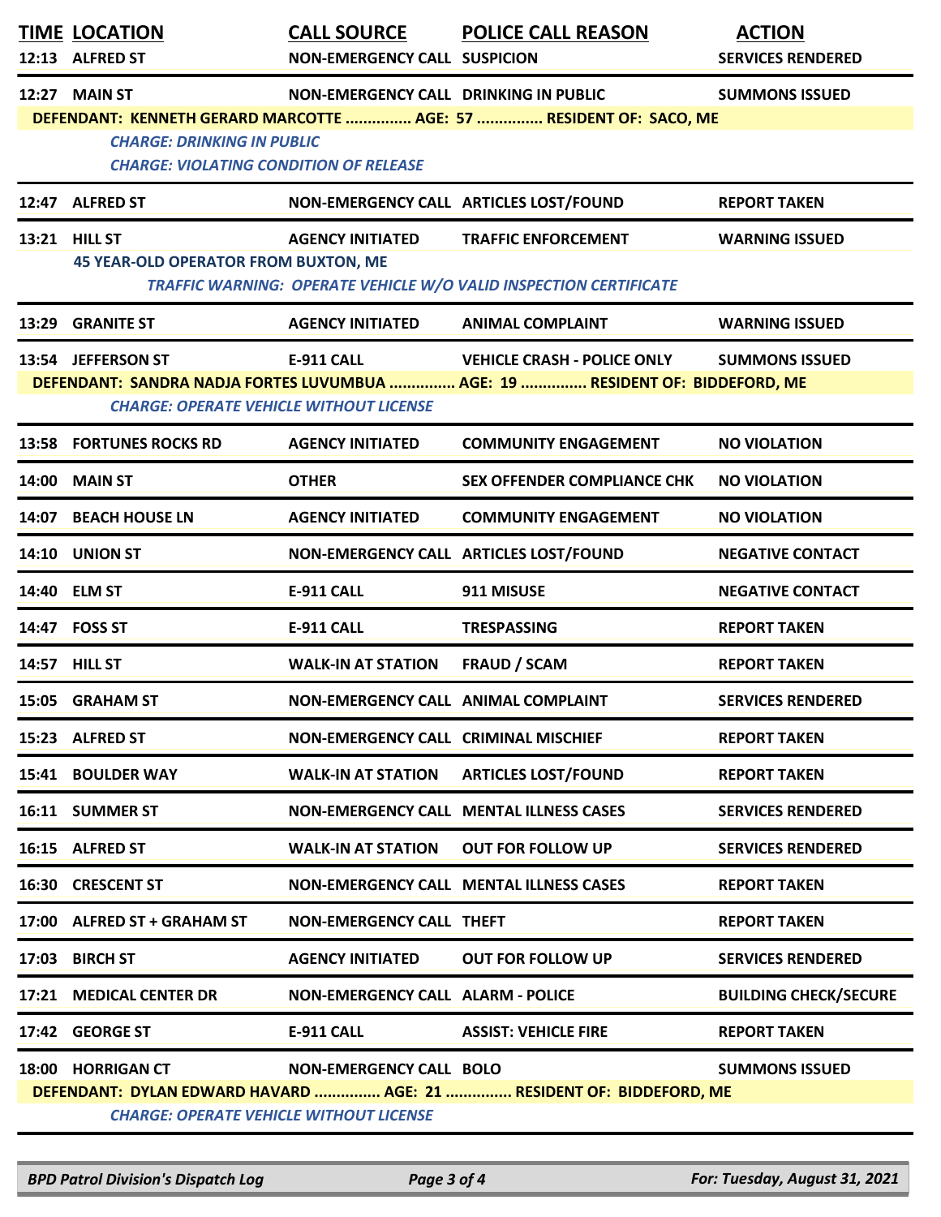| TIME | LOCATION | CALL SOURCE | POLICE CALL REASON | ACTION |
|---|---|---|---|---|
| 12:13 | ALFRED ST | NON-EMERGENCY CALL | SUSPICION | SERVICES RENDERED |
| 12:27 | MAIN ST | NON-EMERGENCY CALL | DRINKING IN PUBLIC | SUMMONS ISSUED |
| | DEFENDANT: KENNETH GERARD MARCOTTE ............... AGE: 57 ............... RESIDENT OF: SACO, ME | | | |
| | CHARGE: DRINKING IN PUBLIC | | | |
| | CHARGE: VIOLATING CONDITION OF RELEASE | | | |
| 12:47 | ALFRED ST | NON-EMERGENCY CALL | ARTICLES LOST/FOUND | REPORT TAKEN |
| 13:21 | HILL ST | AGENCY INITIATED | TRAFFIC ENFORCEMENT | WARNING ISSUED |
| | 45 YEAR-OLD OPERATOR FROM BUXTON, ME | | | |
| | TRAFFIC WARNING: OPERATE VEHICLE W/O VALID INSPECTION CERTIFICATE | | | |
| 13:29 | GRANITE ST | AGENCY INITIATED | ANIMAL COMPLAINT | WARNING ISSUED |
| 13:54 | JEFFERSON ST | E-911 CALL | VEHICLE CRASH - POLICE ONLY | SUMMONS ISSUED |
| | DEFENDANT: SANDRA NADJA FORTES LUVUMBUA ............... AGE: 19 ............... RESIDENT OF: BIDDEFORD, ME | | | |
| | CHARGE: OPERATE VEHICLE WITHOUT LICENSE | | | |
| 13:58 | FORTUNES ROCKS RD | AGENCY INITIATED | COMMUNITY ENGAGEMENT | NO VIOLATION |
| 14:00 | MAIN ST | OTHER | SEX OFFENDER COMPLIANCE CHK | NO VIOLATION |
| 14:07 | BEACH HOUSE LN | AGENCY INITIATED | COMMUNITY ENGAGEMENT | NO VIOLATION |
| 14:10 | UNION ST | NON-EMERGENCY CALL | ARTICLES LOST/FOUND | NEGATIVE CONTACT |
| 14:40 | ELM ST | E-911 CALL | 911 MISUSE | NEGATIVE CONTACT |
| 14:47 | FOSS ST | E-911 CALL | TRESPASSING | REPORT TAKEN |
| 14:57 | HILL ST | WALK-IN AT STATION | FRAUD / SCAM | REPORT TAKEN |
| 15:05 | GRAHAM ST | NON-EMERGENCY CALL | ANIMAL COMPLAINT | SERVICES RENDERED |
| 15:23 | ALFRED ST | NON-EMERGENCY CALL | CRIMINAL MISCHIEF | REPORT TAKEN |
| 15:41 | BOULDER WAY | WALK-IN AT STATION | ARTICLES LOST/FOUND | REPORT TAKEN |
| 16:11 | SUMMER ST | NON-EMERGENCY CALL | MENTAL ILLNESS CASES | SERVICES RENDERED |
| 16:15 | ALFRED ST | WALK-IN AT STATION | OUT FOR FOLLOW UP | SERVICES RENDERED |
| 16:30 | CRESCENT ST | NON-EMERGENCY CALL | MENTAL ILLNESS CASES | REPORT TAKEN |
| 17:00 | ALFRED ST + GRAHAM ST | NON-EMERGENCY CALL | THEFT | REPORT TAKEN |
| 17:03 | BIRCH ST | AGENCY INITIATED | OUT FOR FOLLOW UP | SERVICES RENDERED |
| 17:21 | MEDICAL CENTER DR | NON-EMERGENCY CALL | ALARM - POLICE | BUILDING CHECK/SECURE |
| 17:42 | GEORGE ST | E-911 CALL | ASSIST: VEHICLE FIRE | REPORT TAKEN |
| 18:00 | HORRIGAN CT | NON-EMERGENCY CALL | BOLO | SUMMONS ISSUED |
| | DEFENDANT: DYLAN EDWARD HAVARD ............... AGE: 21 ............... RESIDENT OF: BIDDEFORD, ME | | | |
| | CHARGE: OPERATE VEHICLE WITHOUT LICENSE | | | |

*BPD Patrol Division's Dispatch Log* — *For: Tuesday, August 31, 2021*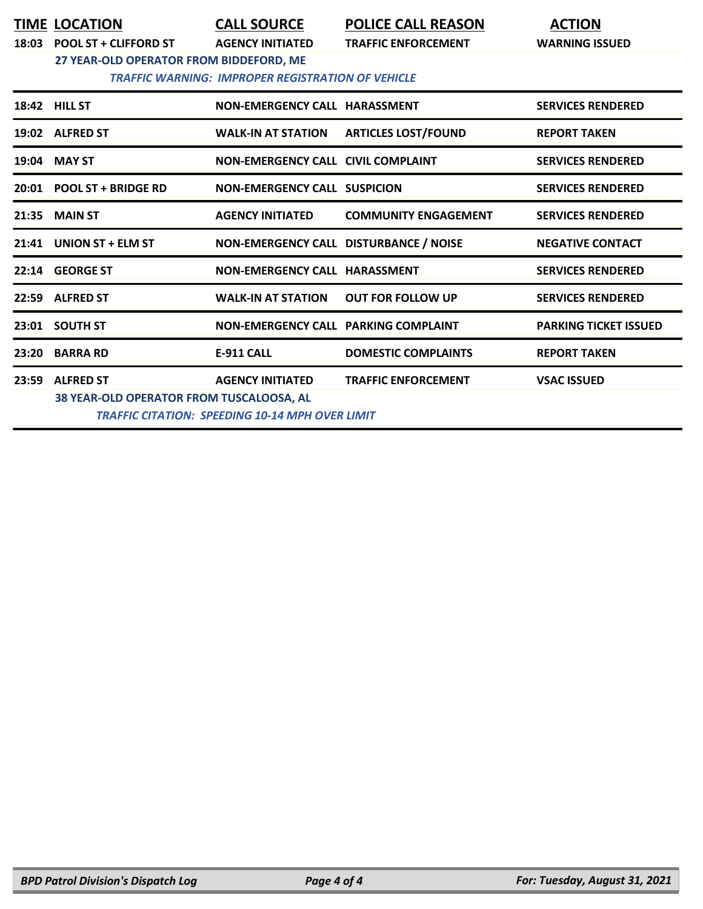| TIME | LOCATION | CALL SOURCE | POLICE CALL REASON | ACTION |
|---|---|---|---|---|
| 18:03 | POOL ST + CLIFFORD ST | AGENCY INITIATED | TRAFFIC ENFORCEMENT | WARNING ISSUED |
| | 27 YEAR-OLD OPERATOR FROM BIDDEFORD, ME | | | |
| | *TRAFFIC WARNING: IMPROPER REGISTRATION OF VEHICLE* | | | |
| 18:42 | HILL ST | NON-EMERGENCY CALL | HARASSMENT | SERVICES RENDERED |
| 19:02 | ALFRED ST | WALK-IN AT STATION | ARTICLES LOST/FOUND | REPORT TAKEN |
| 19:04 | MAY ST | NON-EMERGENCY CALL | CIVIL COMPLAINT | SERVICES RENDERED |
| 20:01 | POOL ST + BRIDGE RD | NON-EMERGENCY CALL | SUSPICION | SERVICES RENDERED |
| 21:35 | MAIN ST | AGENCY INITIATED | COMMUNITY ENGAGEMENT | SERVICES RENDERED |
| 21:41 | UNION ST + ELM ST | NON-EMERGENCY CALL | DISTURBANCE / NOISE | NEGATIVE CONTACT |
| 22:14 | GEORGE ST | NON-EMERGENCY CALL | HARASSMENT | SERVICES RENDERED |
| 22:59 | ALFRED ST | WALK-IN AT STATION | OUT FOR FOLLOW UP | SERVICES RENDERED |
| 23:01 | SOUTH ST | NON-EMERGENCY CALL | PARKING COMPLAINT | PARKING TICKET ISSUED |
| 23:20 | BARRA RD | E-911 CALL | DOMESTIC COMPLAINTS | REPORT TAKEN |
| 23:59 | ALFRED ST | AGENCY INITIATED | TRAFFIC ENFORCEMENT | VSAC ISSUED |
| | 38 YEAR-OLD OPERATOR FROM TUSCALOOSA, AL | | | |
| | *TRAFFIC CITATION: SPEEDING 10-14 MPH OVER LIMIT* | | | |

*BPD Patrol Division's Dispatch Log* — *For: Tuesday, August 31, 2021*